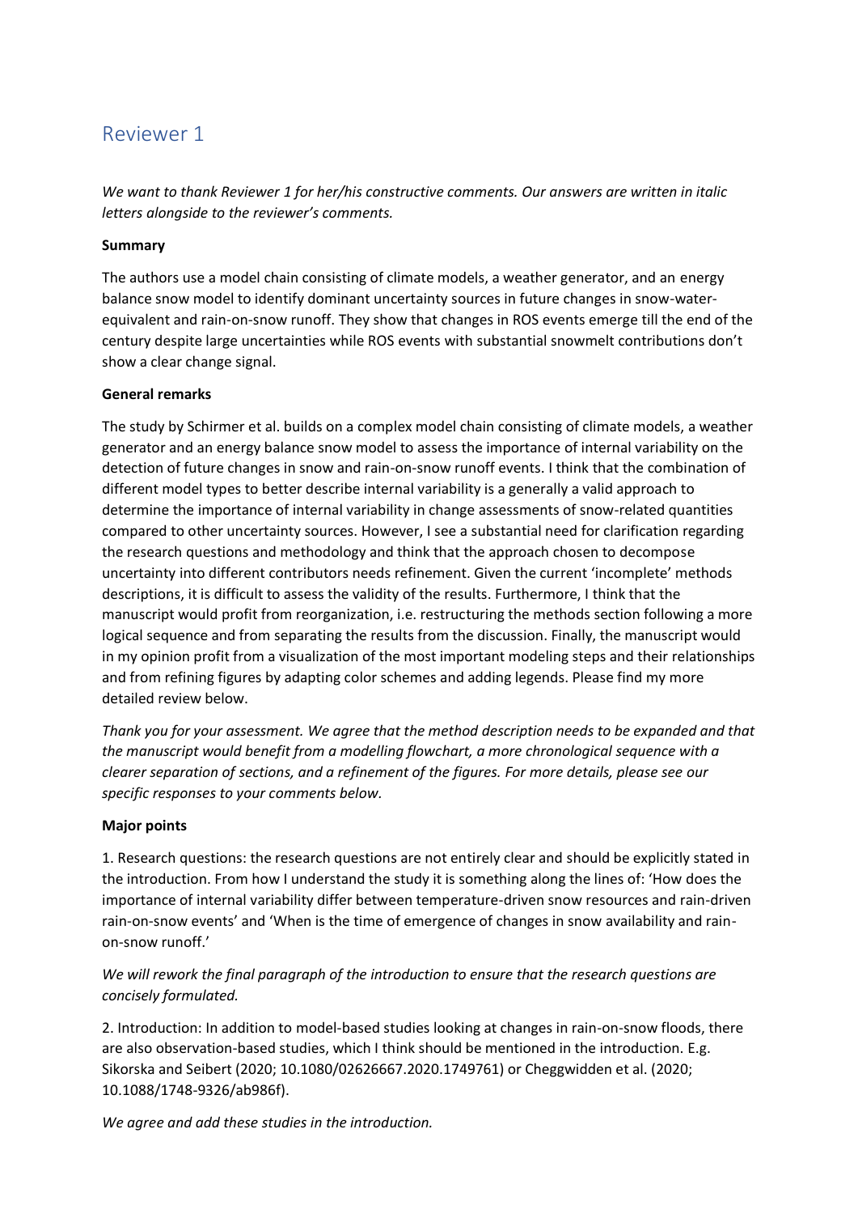# Reviewer 1

*We want to thank Reviewer 1 for her/his constructive comments. Our answers are written in italic letters alongside to the reviewer's comments.*

**Summary**

The authors use a model chain consisting of climate models, a weather generator, and an energy balance snow model to identify dominant uncertainty sources in future changes in snow-water-equivalent and rain-on-snow runoff. They show that changes in ROS events emerge till the end of the century despite large uncertainties while ROS events with substantial snowmelt contributions don't show a clear change signal.

**General remarks**

The study by Schirmer et al. builds on a complex model chain consisting of climate models, a weather generator and an energy balance snow model to assess the importance of internal variability on the detection of future changes in snow and rain-on-snow runoff events. I think that the combination of different model types to better describe internal variability is a generally a valid approach to determine the importance of internal variability in change assessments of snow-related quantities compared to other uncertainty sources. However, I see a substantial need for clarification regarding the research questions and methodology and think that the approach chosen to decompose uncertainty into different contributors needs refinement. Given the current 'incomplete' methods descriptions, it is difficult to assess the validity of the results. Furthermore, I think that the manuscript would profit from reorganization, i.e. restructuring the methods section following a more logical sequence and from separating the results from the discussion. Finally, the manuscript would in my opinion profit from a visualization of the most important modeling steps and their relationships and from refining figures by adapting color schemes and adding legends. Please find my more detailed review below.

*Thank you for your assessment. We agree that the method description needs to be expanded and that the manuscript would benefit from a modelling flowchart, a more chronological sequence with a clearer separation of sections, and a refinement of the figures. For more details, please see our specific responses to your comments below.*

**Major points**

1. Research questions: the research questions are not entirely clear and should be explicitly stated in the introduction. From how I understand the study it is something along the lines of: 'How does the importance of internal variability differ between temperature-driven snow resources and rain-driven rain-on-snow events' and 'When is the time of emergence of changes in snow availability and rain-on-snow runoff.'

*We will rework the final paragraph of the introduction to ensure that the research questions are concisely formulated.*

2. Introduction: In addition to model-based studies looking at changes in rain-on-snow floods, there are also observation-based studies, which I think should be mentioned in the introduction. E.g. Sikorska and Seibert (2020; 10.1080/02626667.2020.1749761) or Cheggwidden et al. (2020; 10.1088/1748-9326/ab986f).

*We agree and add these studies in the introduction.*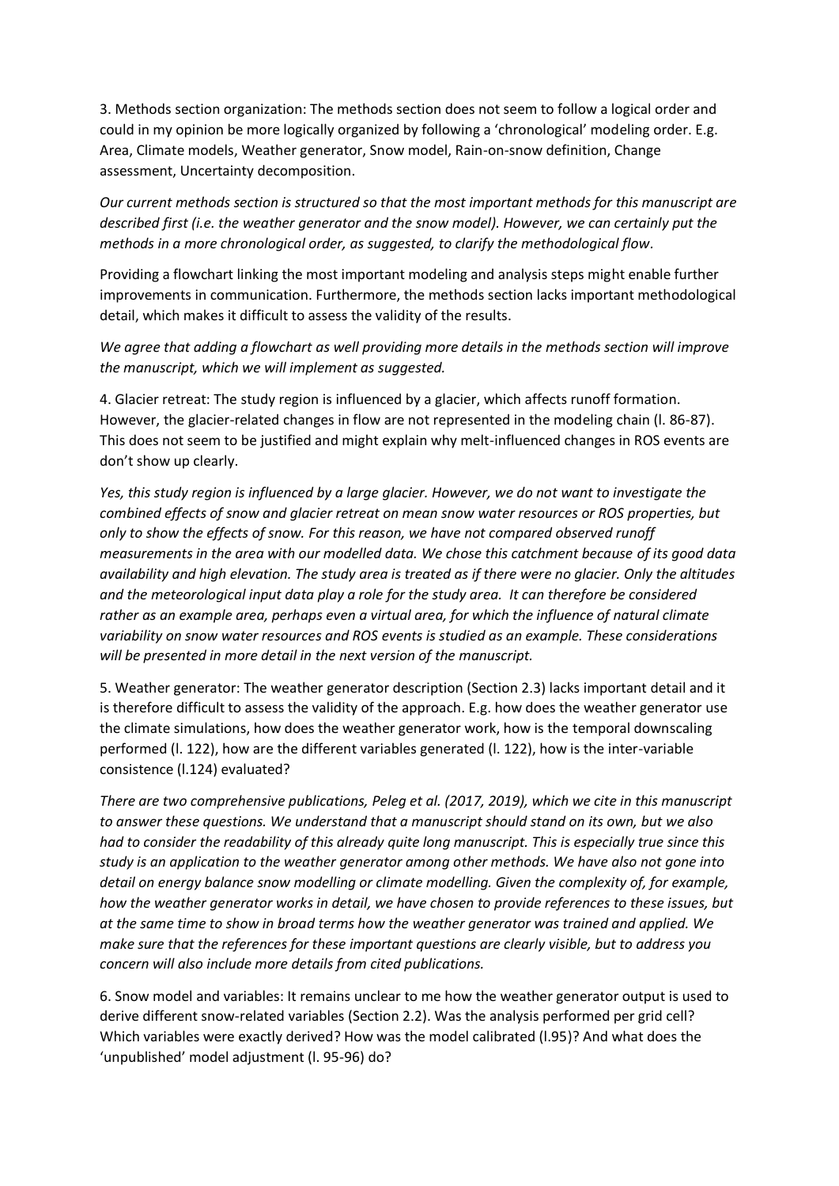3. Methods section organization: The methods section does not seem to follow a logical order and could in my opinion be more logically organized by following a 'chronological' modeling order. E.g. Area, Climate models, Weather generator, Snow model, Rain-on-snow definition, Change assessment, Uncertainty decomposition.

*Our current methods section is structured so that the most important methods for this manuscript are described first (i.e. the weather generator and the snow model). However, we can certainly put the methods in a more chronological order, as suggested, to clarify the methodological flow.*

Providing a flowchart linking the most important modeling and analysis steps might enable further improvements in communication. Furthermore, the methods section lacks important methodological detail, which makes it difficult to assess the validity of the results.

*We agree that adding a flowchart as well providing more details in the methods section will improve the manuscript, which we will implement as suggested.*

4. Glacier retreat: The study region is influenced by a glacier, which affects runoff formation. However, the glacier-related changes in flow are not represented in the modeling chain (l. 86-87). This does not seem to be justified and might explain why melt-influenced changes in ROS events are don't show up clearly.

*Yes, this study region is influenced by a large glacier. However, we do not want to investigate the combined effects of snow and glacier retreat on mean snow water resources or ROS properties, but only to show the effects of snow. For this reason, we have not compared observed runoff measurements in the area with our modelled data. We chose this catchment because of its good data availability and high elevation. The study area is treated as if there were no glacier. Only the altitudes and the meteorological input data play a role for the study area. It can therefore be considered rather as an example area, perhaps even a virtual area, for which the influence of natural climate variability on snow water resources and ROS events is studied as an example. These considerations will be presented in more detail in the next version of the manuscript.*

5. Weather generator: The weather generator description (Section 2.3) lacks important detail and it is therefore difficult to assess the validity of the approach. E.g. how does the weather generator use the climate simulations, how does the weather generator work, how is the temporal downscaling performed (l. 122), how are the different variables generated (l. 122), how is the inter-variable consistence (l.124) evaluated?

*There are two comprehensive publications, Peleg et al. (2017, 2019), which we cite in this manuscript to answer these questions. We understand that a manuscript should stand on its own, but we also had to consider the readability of this already quite long manuscript. This is especially true since this study is an application to the weather generator among other methods. We have also not gone into detail on energy balance snow modelling or climate modelling. Given the complexity of, for example, how the weather generator works in detail, we have chosen to provide references to these issues, but at the same time to show in broad terms how the weather generator was trained and applied. We make sure that the references for these important questions are clearly visible, but to address you concern will also include more details from cited publications.*

6. Snow model and variables: It remains unclear to me how the weather generator output is used to derive different snow-related variables (Section 2.2). Was the analysis performed per grid cell? Which variables were exactly derived? How was the model calibrated (l.95)? And what does the 'unpublished' model adjustment (l. 95-96) do?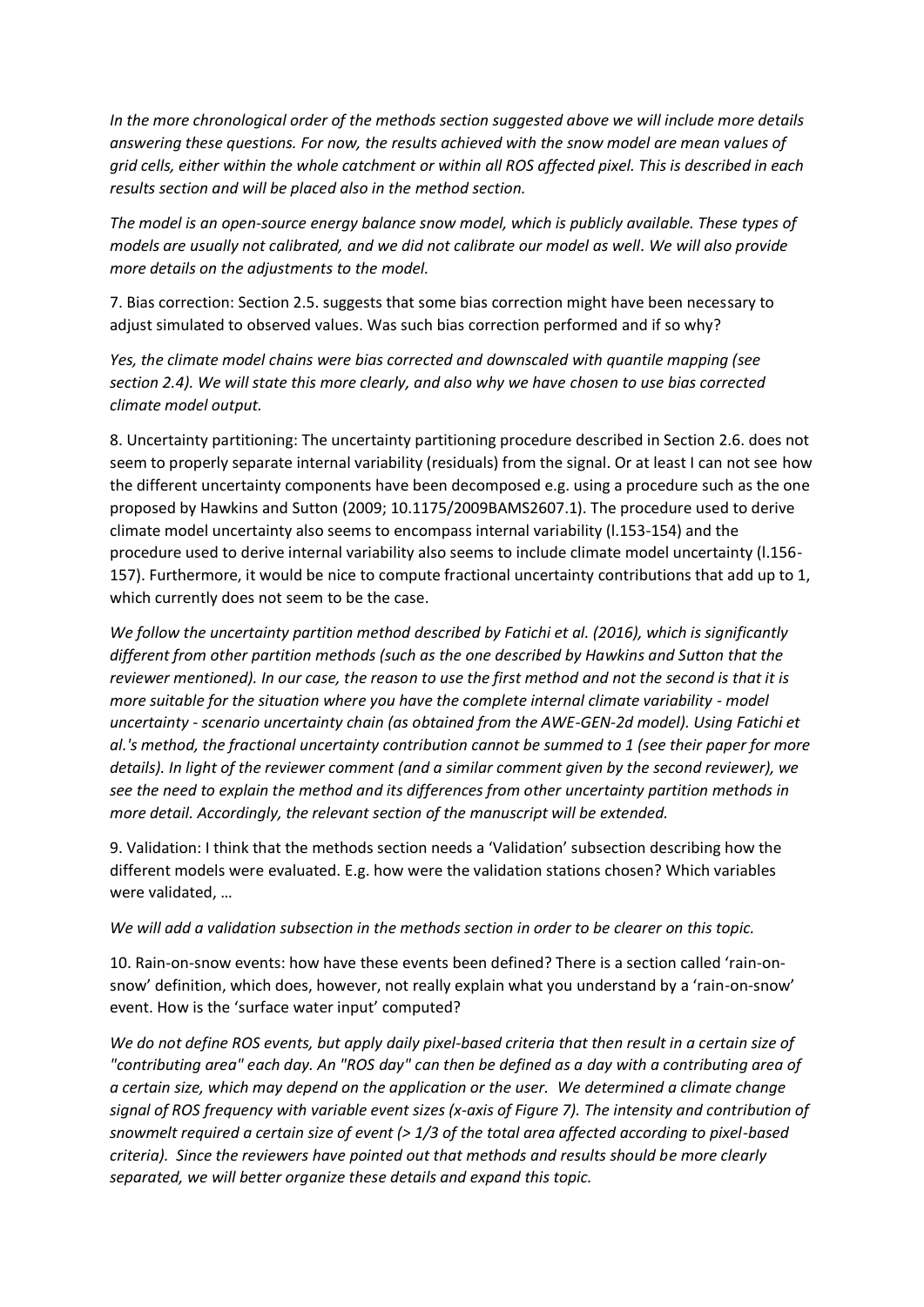*In the more chronological order of the methods section suggested above we will include more details answering these questions. For now, the results achieved with the snow model are mean values of grid cells, either within the whole catchment or within all ROS affected pixel. This is described in each results section and will be placed also in the method section.*

*The model is an open-source energy balance snow model, which is publicly available. These types of models are usually not calibrated, and we did not calibrate our model as well. We will also provide more details on the adjustments to the model.*

7. Bias correction: Section 2.5. suggests that some bias correction might have been necessary to adjust simulated to observed values. Was such bias correction performed and if so why?

*Yes, the climate model chains were bias corrected and downscaled with quantile mapping (see section 2.4). We will state this more clearly, and also why we have chosen to use bias corrected climate model output.*

8. Uncertainty partitioning: The uncertainty partitioning procedure described in Section 2.6. does not seem to properly separate internal variability (residuals) from the signal. Or at least I can not see how the different uncertainty components have been decomposed e.g. using a procedure such as the one proposed by Hawkins and Sutton (2009; 10.1175/2009BAMS2607.1). The procedure used to derive climate model uncertainty also seems to encompass internal variability (l.153-154) and the procedure used to derive internal variability also seems to include climate model uncertainty (l.156-157). Furthermore, it would be nice to compute fractional uncertainty contributions that add up to 1, which currently does not seem to be the case.

*We follow the uncertainty partition method described by Fatichi et al. (2016), which is significantly different from other partition methods (such as the one described by Hawkins and Sutton that the reviewer mentioned). In our case, the reason to use the first method and not the second is that it is more suitable for the situation where you have the complete internal climate variability - model uncertainty - scenario uncertainty chain (as obtained from the AWE-GEN-2d model). Using Fatichi et al.'s method, the fractional uncertainty contribution cannot be summed to 1 (see their paper for more details). In light of the reviewer comment (and a similar comment given by the second reviewer), we see the need to explain the method and its differences from other uncertainty partition methods in more detail. Accordingly, the relevant section of the manuscript will be extended.*

9. Validation: I think that the methods section needs a 'Validation' subsection describing how the different models were evaluated. E.g. how were the validation stations chosen? Which variables were validated, …

*We will add a validation subsection in the methods section in order to be clearer on this topic.*

10. Rain-on-snow events: how have these events been defined? There is a section called 'rain-on-snow' definition, which does, however, not really explain what you understand by a 'rain-on-snow' event. How is the 'surface water input' computed?

*We do not define ROS events, but apply daily pixel-based criteria that then result in a certain size of "contributing area" each day. An "ROS day" can then be defined as a day with a contributing area of a certain size, which may depend on the application or the user. We determined a climate change signal of ROS frequency with variable event sizes (x-axis of Figure 7). The intensity and contribution of snowmelt required a certain size of event (> 1/3 of the total area affected according to pixel-based criteria). Since the reviewers have pointed out that methods and results should be more clearly separated, we will better organize these details and expand this topic.*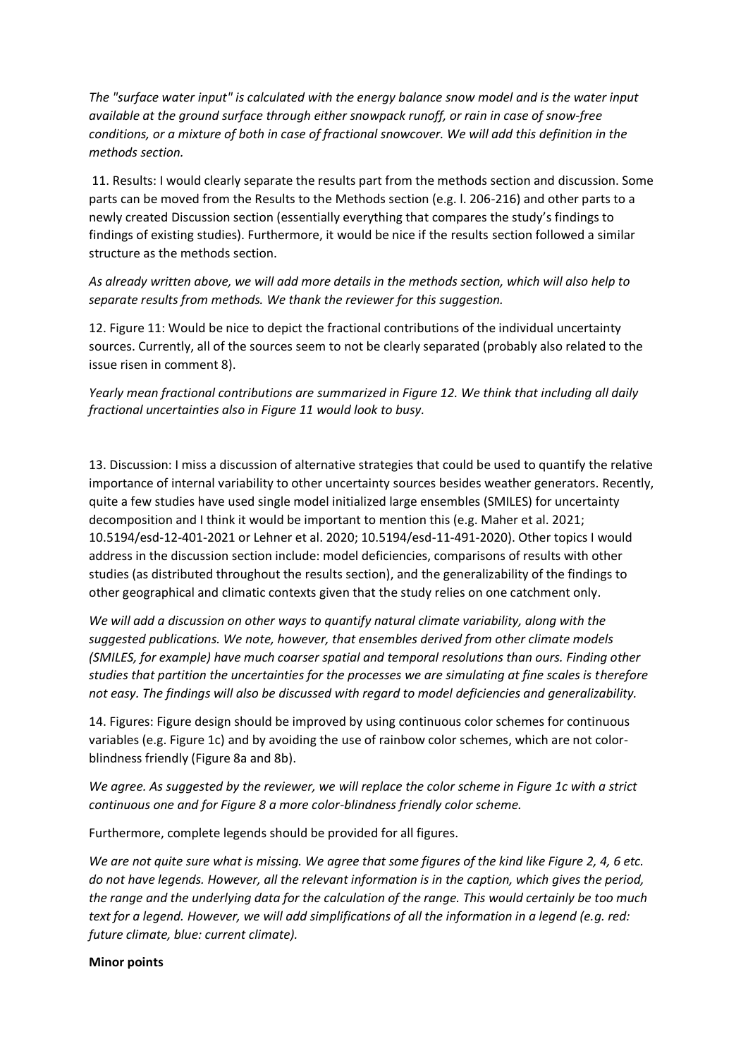*The "surface water input" is calculated with the energy balance snow model and is the water input available at the ground surface through either snowpack runoff, or rain in case of snow-free conditions, or a mixture of both in case of fractional snowcover. We will add this definition in the methods section.*

11. Results: I would clearly separate the results part from the methods section and discussion. Some parts can be moved from the Results to the Methods section (e.g. l. 206-216) and other parts to a newly created Discussion section (essentially everything that compares the study's findings to findings of existing studies). Furthermore, it would be nice if the results section followed a similar structure as the methods section.

*As already written above, we will add more details in the methods section, which will also help to separate results from methods. We thank the reviewer for this suggestion.*

12. Figure 11: Would be nice to depict the fractional contributions of the individual uncertainty sources. Currently, all of the sources seem to not be clearly separated (probably also related to the issue risen in comment 8).

*Yearly mean fractional contributions are summarized in Figure 12. We think that including all daily fractional uncertainties also in Figure 11 would look to busy.*

13. Discussion: I miss a discussion of alternative strategies that could be used to quantify the relative importance of internal variability to other uncertainty sources besides weather generators. Recently, quite a few studies have used single model initialized large ensembles (SMILES) for uncertainty decomposition and I think it would be important to mention this (e.g. Maher et al. 2021; 10.5194/esd-12-401-2021 or Lehner et al. 2020; 10.5194/esd-11-491-2020). Other topics I would address in the discussion section include: model deficiencies, comparisons of results with other studies (as distributed throughout the results section), and the generalizability of the findings to other geographical and climatic contexts given that the study relies on one catchment only.

*We will add a discussion on other ways to quantify natural climate variability, along with the suggested publications. We note, however, that ensembles derived from other climate models (SMILES, for example) have much coarser spatial and temporal resolutions than ours. Finding other studies that partition the uncertainties for the processes we are simulating at fine scales is therefore not easy. The findings will also be discussed with regard to model deficiencies and generalizability.*

14. Figures: Figure design should be improved by using continuous color schemes for continuous variables (e.g. Figure 1c) and by avoiding the use of rainbow color schemes, which are not color-blindness friendly (Figure 8a and 8b).

*We agree. As suggested by the reviewer, we will replace the color scheme in Figure 1c with a strict continuous one and for Figure 8 a more color-blindness friendly color scheme.*

Furthermore, complete legends should be provided for all figures.

*We are not quite sure what is missing. We agree that some figures of the kind like Figure 2, 4, 6 etc. do not have legends. However, all the relevant information is in the caption, which gives the period, the range and the underlying data for the calculation of the range. This would certainly be too much text for a legend. However, we will add simplifications of all the information in a legend (e.g. red: future climate, blue: current climate).*

**Minor points**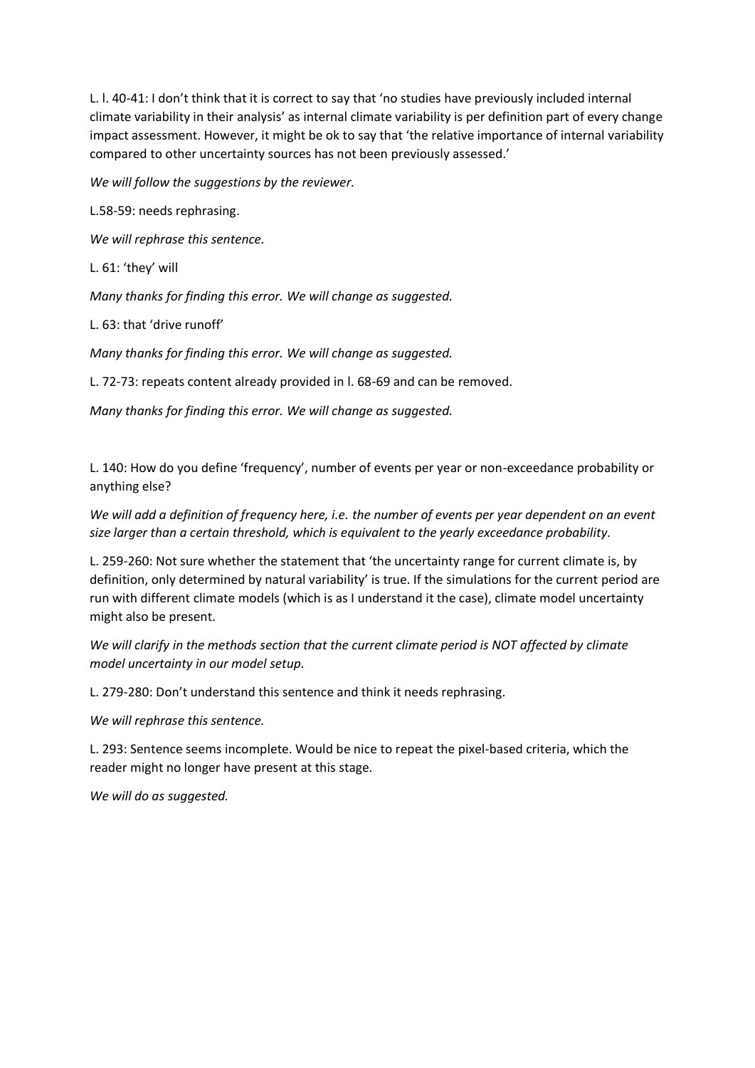L. l. 40-41: I don't think that it is correct to say that 'no studies have previously included internal climate variability in their analysis' as internal climate variability is per definition part of every change impact assessment. However, it might be ok to say that 'the relative importance of internal variability compared to other uncertainty sources has not been previously assessed.'

*We will follow the suggestions by the reviewer.*

L.58-59: needs rephrasing.

*We will rephrase this sentence.*

L. 61: 'they' will

*Many thanks for finding this error. We will change as suggested.*

L. 63: that 'drive runoff'

*Many thanks for finding this error. We will change as suggested.*

L. 72-73: repeats content already provided in l. 68-69 and can be removed.

*Many thanks for finding this error. We will change as suggested.*

L. 140: How do you define 'frequency', number of events per year or non-exceedance probability or anything else?

*We will add a definition of frequency here, i.e. the number of events per year dependent on an event size larger than a certain threshold, which is equivalent to the yearly exceedance probability.*

L. 259-260: Not sure whether the statement that 'the uncertainty range for current climate is, by definition, only determined by natural variability' is true. If the simulations for the current period are run with different climate models (which is as I understand it the case), climate model uncertainty might also be present.

*We will clarify in the methods section that the current climate period is NOT affected by climate model uncertainty in our model setup.*

L. 279-280: Don't understand this sentence and think it needs rephrasing.

*We will rephrase this sentence.*

L. 293: Sentence seems incomplete. Would be nice to repeat the pixel-based criteria, which the reader might no longer have present at this stage.

*We will do as suggested.*